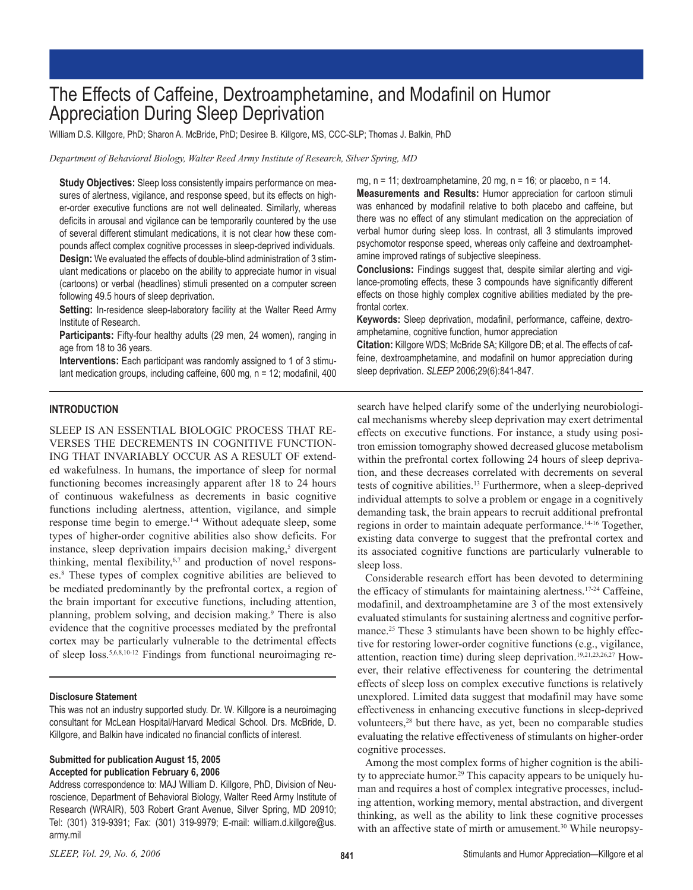# The Effects of Caffeine, Dextroamphetamine, and Modafinil on Humor Appreciation During Sleep Deprivation

William D.S. Killgore, PhD; Sharon A. McBride, PhD; Desiree B. Killgore, MS, CCC-SLP; Thomas J. Balkin, PhD

*Department of Behavioral Biology, Walter Reed Army Institute of Research, Silver Spring, MD*

**Study Objectives:** Sleep loss consistently impairs performance on measures of alertness, vigilance, and response speed, but its effects on higher-order executive functions are not well delineated. Similarly, whereas deficits in arousal and vigilance can be temporarily countered by the use of several different stimulant medications, it is not clear how these compounds affect complex cognitive processes in sleep-deprived individuals.

**Design:** We evaluated the effects of double-blind administration of 3 stimulant medications or placebo on the ability to appreciate humor in visual (cartoons) or verbal (headlines) stimuli presented on a computer screen following 49.5 hours of sleep deprivation.

**Setting:** In-residence sleep-laboratory facility at the Walter Reed Army Institute of Research.

**Participants:** Fifty-four healthy adults (29 men, 24 women), ranging in age from 18 to 36 years.

**Interventions:** Each participant was randomly assigned to 1 of 3 stimulant medication groups, including caffeine, 600 mg, n = 12; modafinil, 400 mg, n = 11; dextroamphetamine, 20 mg, n = 16; or placebo, n = 14.

**Measurements and Results:** Humor appreciation for cartoon stimuli was enhanced by modafinil relative to both placebo and caffeine, but there was no effect of any stimulant medication on the appreciation of verbal humor during sleep loss. In contrast, all 3 stimulants improved psychomotor response speed, whereas only caffeine and dextroamphetamine improved ratings of subjective sleepiness.

**Conclusions:** Findings suggest that, despite similar alerting and vigilance-promoting effects, these 3 compounds have significantly different effects on those highly complex cognitive abilities mediated by the prefrontal cortex.

**Keywords:** Sleep deprivation, modafinil, performance, caffeine, dextroamphetamine, cognitive function, humor appreciation

**Citation:** Killgore WDS; McBride SA; Killgore DB; et al. The effects of caffeine, dextroamphetamine, and modafinil on humor appreciation during sleep deprivation. *SLEEP* 2006;29(6):841-847.

## INTRODUCTION

SLEEP IS AN ESSENTIAL BIOLOGIC PROCESS THAT REVERSES THE DECREMENTS IN COGNITIVE FUNCTIONING THAT INVARIABLY OCCUR AS A RESULT OF extended wakefulness. In humans, the importance of sleep for normal functioning becomes increasingly apparent after 18 to 24 hours of continuous wakefulness as decrements in basic cognitive functions including alertness, attention, vigilance, and simple response time begin to emerge.[1-4] Without adequate sleep, some types of higher-order cognitive abilities also show deficits. For instance, sleep deprivation impairs decision making,[5] divergent thinking, mental flexibility,[6,7] and production of novel responses.[8] These types of complex cognitive abilities are believed to be mediated predominantly by the prefrontal cortex, a region of the brain important for executive functions, including attention, planning, problem solving, and decision making.[9] There is also evidence that the cognitive processes mediated by the prefrontal cortex may be particularly vulnerable to the detrimental effects of sleep loss.[5,6,8,10-12] Findings from functional neuroimaging research have helped clarify some of the underlying neurobiological mechanisms whereby sleep deprivation may exert detrimental effects on executive functions. For instance, a study using positron emission tomography showed decreased glucose metabolism within the prefrontal cortex following 24 hours of sleep deprivation, and these decreases correlated with decrements on several tests of cognitive abilities.[13] Furthermore, when a sleep-deprived individual attempts to solve a problem or engage in a cognitively demanding task, the brain appears to recruit additional prefrontal regions in order to maintain adequate performance.[14-16] Together, existing data converge to suggest that the prefrontal cortex and its associated cognitive functions are particularly vulnerable to sleep loss.

Considerable research effort has been devoted to determining the efficacy of stimulants for maintaining alertness.[17-24] Caffeine, modafinil, and dextroamphetamine are 3 of the most extensively evaluated stimulants for sustaining alertness and cognitive performance.[25] These 3 stimulants have been shown to be highly effective for restoring lower-order cognitive functions (e.g., vigilance, attention, reaction time) during sleep deprivation.[19,21,23,26,27] However, their relative effectiveness for countering the detrimental effects of sleep loss on complex executive functions is relatively unexplored. Limited data suggest that modafinil may have some effectiveness in enhancing executive functions in sleep-deprived volunteers,[28] but there have, as yet, been no comparable studies evaluating the relative effectiveness of stimulants on higher-order cognitive processes.

Among the most complex forms of higher cognition is the ability to appreciate humor.[29] This capacity appears to be uniquely human and requires a host of complex integrative processes, including attention, working memory, mental abstraction, and divergent thinking, as well as the ability to link these cognitive processes with an affective state of mirth or amusement.[30] While neuropsy-

**Disclosure Statement**

This was not an industry supported study. Dr. W. Killgore is a neuroimaging consultant for McLean Hospital/Harvard Medical School. Drs. McBride, D. Killgore, and Balkin have indicated no financial conflicts of interest.

**Submitted for publication August 15, 2005**
**Accepted for publication February 6, 2006**

Address correspondence to: MAJ William D. Killgore, PhD, Division of Neuroscience, Department of Behavioral Biology, Walter Reed Army Institute of Research (WRAIR), 503 Robert Grant Avenue, Silver Spring, MD 20910; Tel: (301) 319-9391; Fax: (301) 319-9979; E-mail: william.d.killgore@us.army.mil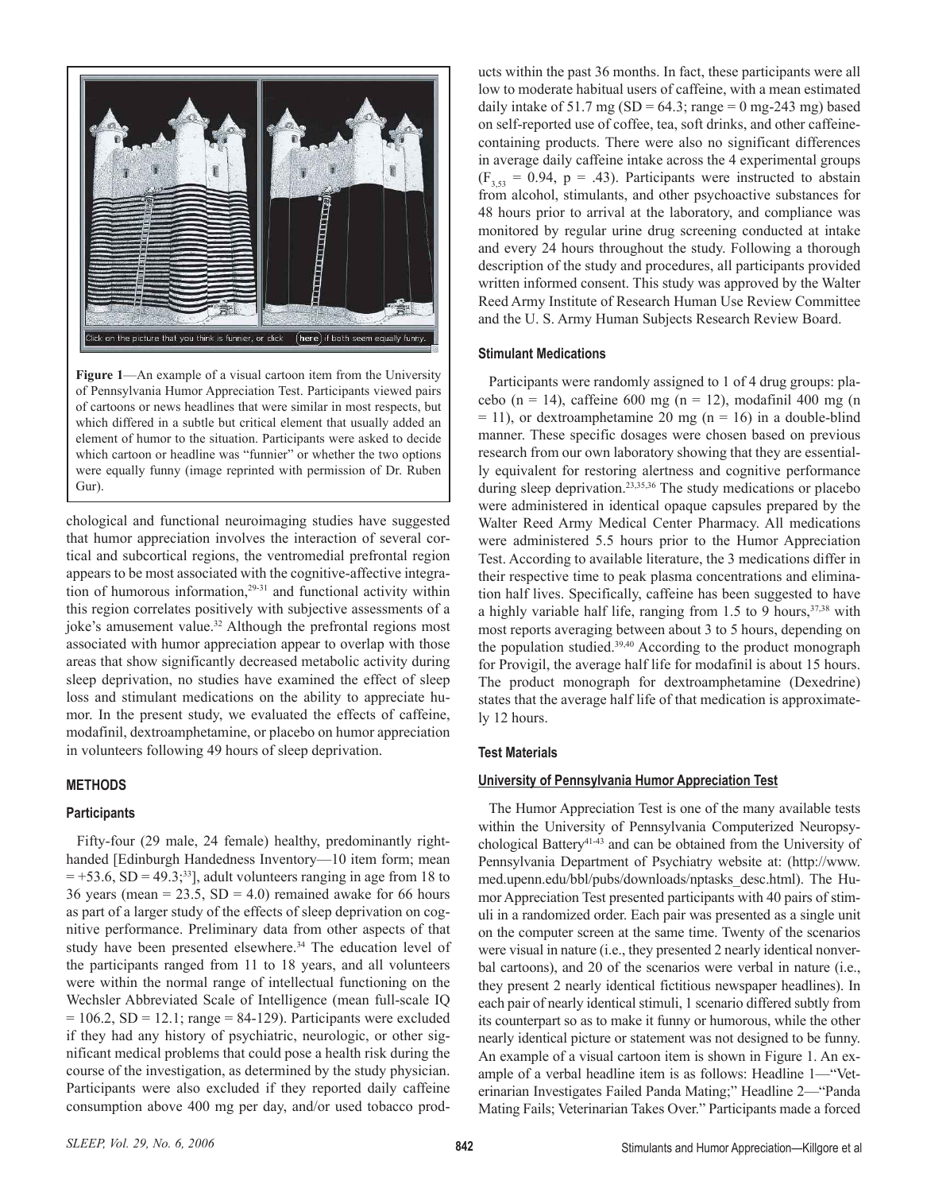**Figure 1**—An example of a visual cartoon item from the University of Pennsylvania Humor Appreciation Test. Participants viewed pairs of cartoons or news headlines that were similar in most respects, but which differed in a subtle but critical element that usually added an element of humor to the situation. Participants were asked to decide which cartoon or headline was "funnier" or whether the two options were equally funny (image reprinted with permission of Dr. Ruben Gur).

chological and functional neuroimaging studies have suggested that humor appreciation involves the interaction of several cortical and subcortical regions, the ventromedial prefrontal region appears to be most associated with the cognitive-affective integration of humorous information,[29-31] and functional activity within this region correlates positively with subjective assessments of a joke's amusement value.[32] Although the prefrontal regions most associated with humor appreciation appear to overlap with those areas that show significantly decreased metabolic activity during sleep deprivation, no studies have examined the effect of sleep loss and stimulant medications on the ability to appreciate humor. In the present study, we evaluated the effects of caffeine, modafinil, dextroamphetamine, or placebo on humor appreciation in volunteers following 49 hours of sleep deprivation.

## METHODS

### Participants

Fifty-four (29 male, 24 female) healthy, predominantly right-handed [Edinburgh Handedness Inventory—10 item form; mean = +53.6, SD = 49.3;[33]], adult volunteers ranging in age from 18 to 36 years (mean = 23.5, SD = 4.0) remained awake for 66 hours as part of a larger study of the effects of sleep deprivation on cognitive performance. Preliminary data from other aspects of that study have been presented elsewhere.[34] The education level of the participants ranged from 11 to 18 years, and all volunteers were within the normal range of intellectual functioning on the Wechsler Abbreviated Scale of Intelligence (mean full-scale IQ = 106.2, SD = 12.1; range = 84-129). Participants were excluded if they had any history of psychiatric, neurologic, or other significant medical problems that could pose a health risk during the course of the investigation, as determined by the study physician. Participants were also excluded if they reported daily caffeine consumption above 400 mg per day, and/or used tobacco products within the past 36 months. In fact, these participants were all low to moderate habitual users of caffeine, with a mean estimated daily intake of 51.7 mg (SD = 64.3; range = 0 mg-243 mg) based on self-reported use of coffee, tea, soft drinks, and other caffeine-containing products. There were also no significant differences in average daily caffeine intake across the 4 experimental groups ($F_{3,53}$ = 0.94, $p$ = .43). Participants were instructed to abstain from alcohol, stimulants, and other psychoactive substances for 48 hours prior to arrival at the laboratory, and compliance was monitored by regular urine drug screening conducted at intake and every 24 hours throughout the study. Following a thorough description of the study and procedures, all participants provided written informed consent. This study was approved by the Walter Reed Army Institute of Research Human Use Review Committee and the U. S. Army Human Subjects Research Review Board.

### Stimulant Medications

Participants were randomly assigned to 1 of 4 drug groups: placebo (n = 14), caffeine 600 mg (n = 12), modafinil 400 mg (n = 11), or dextroamphetamine 20 mg (n = 16) in a double-blind manner. These specific dosages were chosen based on previous research from our own laboratory showing that they are essentially equivalent for restoring alertness and cognitive performance during sleep deprivation.[23,35,36] The study medications or placebo were administered in identical opaque capsules prepared by the Walter Reed Army Medical Center Pharmacy. All medications were administered 5.5 hours prior to the Humor Appreciation Test. According to available literature, the 3 medications differ in their respective time to peak plasma concentrations and elimination half lives. Specifically, caffeine has been suggested to have a highly variable half life, ranging from 1.5 to 9 hours,[37,38] with most reports averaging between about 3 to 5 hours, depending on the population studied.[39,40] According to the product monograph for Provigil, the average half life for modafinil is about 15 hours. The product monograph for dextroamphetamine (Dexedrine) states that the average half life of that medication is approximately 12 hours.

### Test Materials

#### University of Pennsylvania Humor Appreciation Test

The Humor Appreciation Test is one of the many available tests within the University of Pennsylvania Computerized Neuropsychological Battery[41-43] and can be obtained from the University of Pennsylvania Department of Psychiatry website at: (http://www.med.upenn.edu/bbl/pubs/downloads/nptasks_desc.html). The Humor Appreciation Test presented participants with 40 pairs of stimuli in a randomized order. Each pair was presented as a single unit on the computer screen at the same time. Twenty of the scenarios were visual in nature (i.e., they presented 2 nearly identical nonverbal cartoons), and 20 of the scenarios were verbal in nature (i.e., they present 2 nearly identical fictitious newspaper headlines). In each pair of nearly identical stimuli, 1 scenario differed subtly from its counterpart so as to make it funny or humorous, while the other nearly identical picture or statement was not designed to be funny. An example of a visual cartoon item is shown in Figure 1. An example of a verbal headline item is as follows: Headline 1—"Veterinarian Investigates Failed Panda Mating;" Headline 2—"Panda Mating Fails; Veterinarian Takes Over." Participants made a forced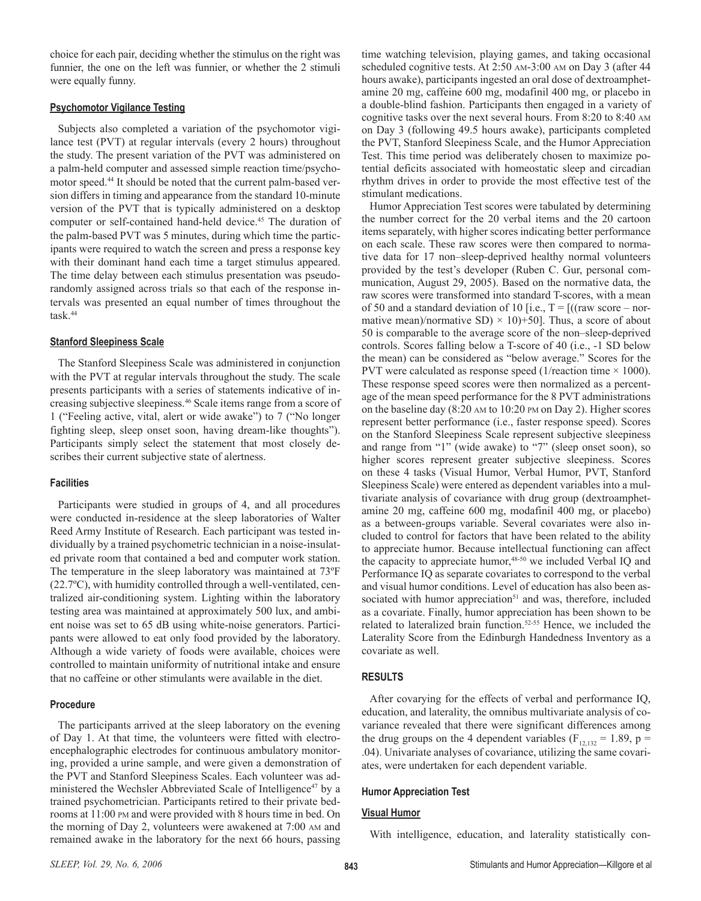choice for each pair, deciding whether the stimulus on the right was funnier, the one on the left was funnier, or whether the 2 stimuli were equally funny.

### Psychomotor Vigilance Testing

Subjects also completed a variation of the psychomotor vigilance test (PVT) at regular intervals (every 2 hours) throughout the study. The present variation of the PVT was administered on a palm-held computer and assessed simple reaction time/psychomotor speed.[44] It should be noted that the current palm-based version differs in timing and appearance from the standard 10-minute version of the PVT that is typically administered on a desktop computer or self-contained hand-held device.[45] The duration of the palm-based PVT was 5 minutes, during which time the participants were required to watch the screen and press a response key with their dominant hand each time a target stimulus appeared. The time delay between each stimulus presentation was pseudorandomly assigned across trials so that each of the response intervals was presented an equal number of times throughout the task.[44]

### Stanford Sleepiness Scale

The Stanford Sleepiness Scale was administered in conjunction with the PVT at regular intervals throughout the study. The scale presents participants with a series of statements indicative of increasing subjective sleepiness.[46] Scale items range from a score of 1 ("Feeling active, vital, alert or wide awake") to 7 ("No longer fighting sleep, sleep onset soon, having dream-like thoughts"). Participants simply select the statement that most closely describes their current subjective state of alertness.

### Facilities

Participants were studied in groups of 4, and all procedures were conducted in-residence at the sleep laboratories of Walter Reed Army Institute of Research. Each participant was tested individually by a trained psychometric technician in a noise-insulated private room that contained a bed and computer work station. The temperature in the sleep laboratory was maintained at 73ºF (22.7ºC), with humidity controlled through a well-ventilated, centralized air-conditioning system. Lighting within the laboratory testing area was maintained at approximately 500 lux, and ambient noise was set to 65 dB using white-noise generators. Participants were allowed to eat only food provided by the laboratory. Although a wide variety of foods were available, choices were controlled to maintain uniformity of nutritional intake and ensure that no caffeine or other stimulants were available in the diet.

### Procedure

The participants arrived at the sleep laboratory on the evening of Day 1. At that time, the volunteers were fitted with electroencephalographic electrodes for continuous ambulatory monitoring, provided a urine sample, and were given a demonstration of the PVT and Stanford Sleepiness Scales. Each volunteer was administered the Wechsler Abbreviated Scale of Intelligence[47] by a trained psychometrician. Participants retired to their private bedrooms at 11:00 PM and were provided with 8 hours time in bed. On the morning of Day 2, volunteers were awakened at 7:00 AM and remained awake in the laboratory for the next 66 hours, passing time watching television, playing games, and taking occasional scheduled cognitive tests. At 2:50 AM-3:00 AM on Day 3 (after 44 hours awake), participants ingested an oral dose of dextroamphetamine 20 mg, caffeine 600 mg, modafinil 400 mg, or placebo in a double-blind fashion. Participants then engaged in a variety of cognitive tasks over the next several hours. From 8:20 to 8:40 AM on Day 3 (following 49.5 hours awake), participants completed the PVT, Stanford Sleepiness Scale, and the Humor Appreciation Test. This time period was deliberately chosen to maximize potential deficits associated with homeostatic sleep and circadian rhythm drives in order to provide the most effective test of the stimulant medications.

Humor Appreciation Test scores were tabulated by determining the number correct for the 20 verbal items and the 20 cartoon items separately, with higher scores indicating better performance on each scale. These raw scores were then compared to normative data for 17 non–sleep-deprived healthy normal volunteers provided by the test's developer (Ruben C. Gur, personal communication, August 29, 2005). Based on the normative data, the raw scores were transformed into standard T-scores, with a mean of 50 and a standard deviation of 10 [i.e., $T = [((\text{raw score} - \text{normative mean})/\text{normative SD}) \times 10)+50]$. Thus, a score of about 50 is comparable to the average score of the non–sleep-deprived controls. Scores falling below a T-score of 40 (i.e., -1 SD below the mean) can be considered as "below average." Scores for the PVT were calculated as response speed ($1/\text{reaction time} \times 1000$). These response speed scores were then normalized as a percentage of the mean speed performance for the 8 PVT administrations on the baseline day (8:20 AM to 10:20 PM on Day 2). Higher scores represent better performance (i.e., faster response speed). Scores on the Stanford Sleepiness Scale represent subjective sleepiness and range from "1" (wide awake) to "7" (sleep onset soon), so higher scores represent greater subjective sleepiness. Scores on these 4 tasks (Visual Humor, Verbal Humor, PVT, Stanford Sleepiness Scale) were entered as dependent variables into a multivariate analysis of covariance with drug group (dextroamphetamine 20 mg, caffeine 600 mg, modafinil 400 mg, or placebo) as a between-groups variable. Several covariates were also included to control for factors that have been related to the ability to appreciate humor. Because intellectual functioning can affect the capacity to appreciate humor,[48-50] we included Verbal IQ and Performance IQ as separate covariates to correspond to the verbal and visual humor conditions. Level of education has also been associated with humor appreciation[51] and was, therefore, included as a covariate. Finally, humor appreciation has been shown to be related to lateralized brain function.[52-55] Hence, we included the Laterality Score from the Edinburgh Handedness Inventory as a covariate as well.

## RESULTS

After covarying for the effects of verbal and performance IQ, education, and laterality, the omnibus multivariate analysis of covariance revealed that there were significant differences among the drug groups on the 4 dependent variables ($F_{12,132} = 1.89$, $p = .04$). Univariate analyses of covariance, utilizing the same covariates, were undertaken for each dependent variable.

### Humor Appreciation Test

#### Visual Humor

With intelligence, education, and laterality statistically con-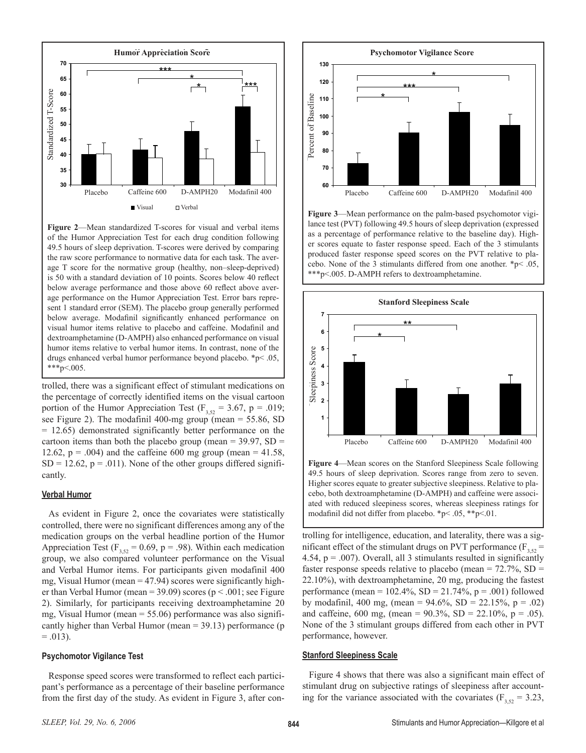**Figure 2**—Mean standardized T-scores for visual and verbal items of the Humor Appreciation Test for each drug condition following 49.5 hours of sleep deprivation. T-scores were derived by comparing the raw score performance to normative data for each task. The average T score for the normative group (healthy, non–sleep-deprived) is 50 with a standard deviation of 10 points. Scores below 40 reflect below average performance and those above 60 reflect above average performance on the Humor Appreciation Test. Error bars represent 1 standard error (SEM). The placebo group generally performed below average. Modafinil significantly enhanced performance on visual humor items relative to placebo and caffeine. Modafinil and dextroamphetamine (D-AMPH) also enhanced performance on visual humor items relative to verbal humor items. In contrast, none of the drugs enhanced verbal humor performance beyond placebo. *p< .05, ***p<.005.

trolled, there was a significant effect of stimulant medications on the percentage of correctly identified items on the visual cartoon portion of the Humor Appreciation Test ($F_{3,52}$ = 3.67, p = .019; see Figure 2). The modafinil 400-mg group (mean = 55.86, SD = 12.65) demonstrated significantly better performance on the cartoon items than both the placebo group (mean = 39.97, SD = 12.62, p = .004) and the caffeine 600 mg group (mean = 41.58, SD = 12.62, p = .011). None of the other groups differed significantly.

### Verbal Humor

As evident in Figure 2, once the covariates were statistically controlled, there were no significant differences among any of the medication groups on the verbal headline portion of the Humor Appreciation Test ($F_{3,52}$ = 0.69, p = .98). Within each medication group, we also compared volunteer performance on the Visual and Verbal Humor items. For participants given modafinil 400 mg, Visual Humor (mean = 47.94) scores were significantly higher than Verbal Humor (mean = 39.09) scores (p < .001; see Figure 2). Similarly, for participants receiving dextroamphetamine 20 mg, Visual Humor (mean = 55.06) performance was also significantly higher than Verbal Humor (mean = 39.13) performance (p = .013).

### Psychomotor Vigilance Test

Response speed scores were transformed to reflect each participant's performance as a percentage of their baseline performance from the first day of the study. As evident in Figure 3, after controlling for intelligence, education, and laterality, there was a significant effect of the stimulant drugs on PVT performance ($F_{3,52}$ = 4.54, p = .007). Overall, all 3 stimulants resulted in significantly faster response speeds relative to placebo (mean = 72.7%, SD = 22.10%), with dextroamphetamine, 20 mg, producing the fastest performance (mean = 102.4%, SD = 21.74%, p = .001) followed by modafinil, 400 mg, (mean = 94.6%, SD = 22.15%, p = .02) and caffeine, 600 mg, (mean = 90.3%, SD = 22.10%, p = .05). None of the 3 stimulant groups differed from each other in PVT performance, however.

**Figure 3**—Mean performance on the palm-based psychomotor vigilance test (PVT) following 49.5 hours of sleep deprivation (expressed as a percentage of performance relative to the baseline day). Higher scores equate to faster response speed. Each of the 3 stimulants produced faster response speed scores on the PVT relative to placebo. None of the 3 stimulants differed from one another. *p< .05, ***p<.005. D-AMPH refers to dextroamphetamine.

**Figure 4**—Mean scores on the Stanford Sleepiness Scale following 49.5 hours of sleep deprivation. Scores range from zero to seven. Higher scores equate to greater subjective sleepiness. Relative to placebo, both dextroamphetamine (D-AMPH) and caffeine were associated with reduced sleepiness scores, whereas sleepiness ratings for modafinil did not differ from placebo. *p< .05, **p<.01.

### Stanford Sleepiness Scale

Figure 4 shows that there was also a significant main effect of stimulant drug on subjective ratings of sleepiness after accounting for the variance associated with the covariates ($F_{3,52}$ = 3.23,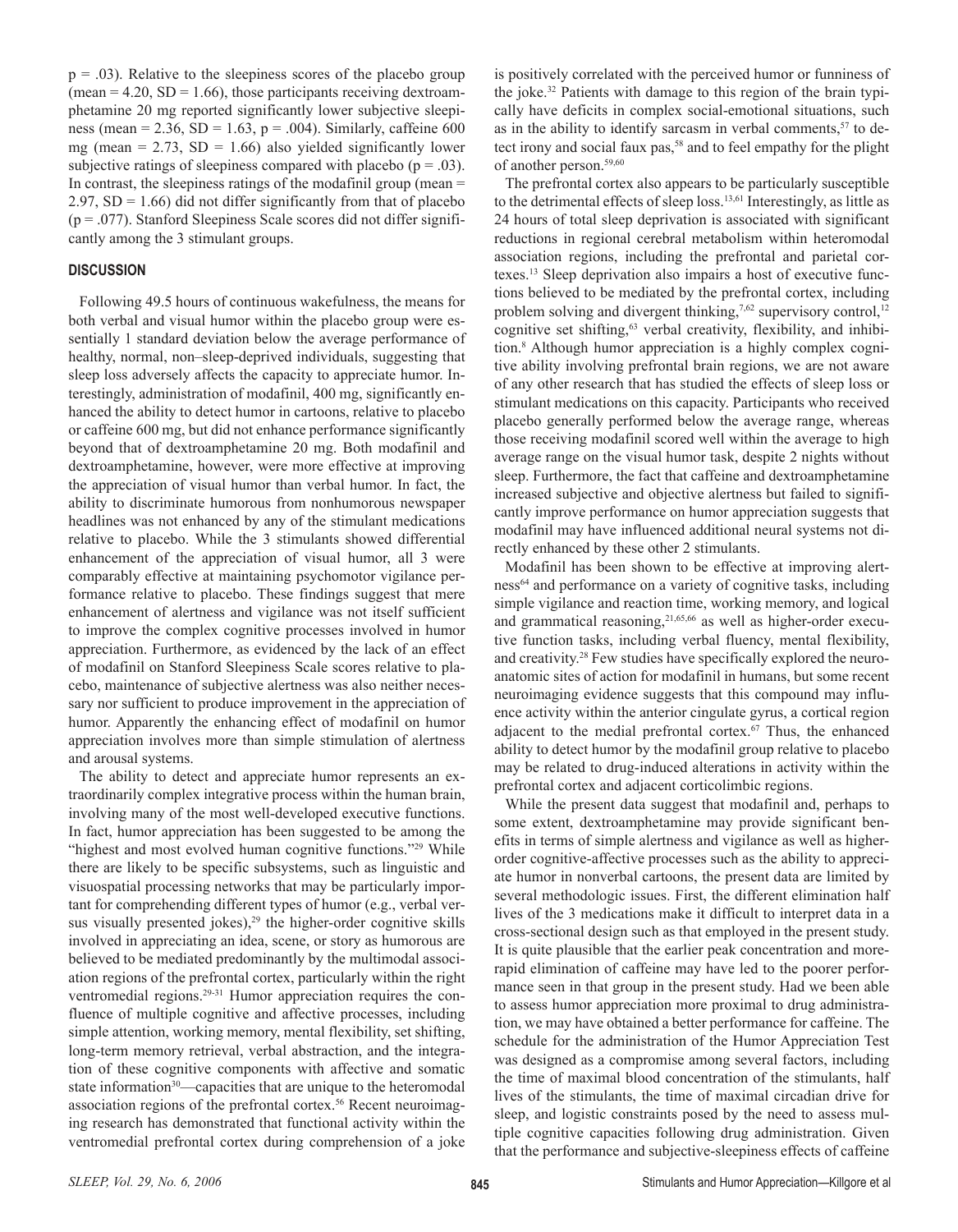p = .03). Relative to the sleepiness scores of the placebo group (mean = 4.20, SD = 1.66), those participants receiving dextroamphetamine 20 mg reported significantly lower subjective sleepiness (mean = 2.36, SD = 1.63, p = .004). Similarly, caffeine 600 mg (mean = 2.73, SD = 1.66) also yielded significantly lower subjective ratings of sleepiness compared with placebo (p = .03). In contrast, the sleepiness ratings of the modafinil group (mean = 2.97, SD = 1.66) did not differ significantly from that of placebo (p = .077). Stanford Sleepiness Scale scores did not differ significantly among the 3 stimulant groups.

## DISCUSSION

Following 49.5 hours of continuous wakefulness, the means for both verbal and visual humor within the placebo group were essentially 1 standard deviation below the average performance of healthy, normal, non–sleep-deprived individuals, suggesting that sleep loss adversely affects the capacity to appreciate humor. Interestingly, administration of modafinil, 400 mg, significantly enhanced the ability to detect humor in cartoons, relative to placebo or caffeine 600 mg, but did not enhance performance significantly beyond that of dextroamphetamine 20 mg. Both modafinil and dextroamphetamine, however, were more effective at improving the appreciation of visual humor than verbal humor. In fact, the ability to discriminate humorous from nonhumorous newspaper headlines was not enhanced by any of the stimulant medications relative to placebo. While the 3 stimulants showed differential enhancement of the appreciation of visual humor, all 3 were comparably effective at maintaining psychomotor vigilance performance relative to placebo. These findings suggest that mere enhancement of alertness and vigilance was not itself sufficient to improve the complex cognitive processes involved in humor appreciation. Furthermore, as evidenced by the lack of an effect of modafinil on Stanford Sleepiness Scale scores relative to placebo, maintenance of subjective alertness was also neither necessary nor sufficient to produce improvement in the appreciation of humor. Apparently the enhancing effect of modafinil on humor appreciation involves more than simple stimulation of alertness and arousal systems.

The ability to detect and appreciate humor represents an extraordinarily complex integrative process within the human brain, involving many of the most well-developed executive functions. In fact, humor appreciation has been suggested to be among the "highest and most evolved human cognitive functions."[29] While there are likely to be specific subsystems, such as linguistic and visuospatial processing networks that may be particularly important for comprehending different types of humor (e.g., verbal versus visually presented jokes),[29] the higher-order cognitive skills involved in appreciating an idea, scene, or story as humorous are believed to be mediated predominantly by the multimodal association regions of the prefrontal cortex, particularly within the right ventromedial regions.[29-31] Humor appreciation requires the confluence of multiple cognitive and affective processes, including simple attention, working memory, mental flexibility, set shifting, long-term memory retrieval, verbal abstraction, and the integration of these cognitive components with affective and somatic state information[30]—capacities that are unique to the heteromodal association regions of the prefrontal cortex.[56] Recent neuroimaging research has demonstrated that functional activity within the ventromedial prefrontal cortex during comprehension of a joke is positively correlated with the perceived humor or funniness of the joke.[32] Patients with damage to this region of the brain typically have deficits in complex social-emotional situations, such as in the ability to identify sarcasm in verbal comments,[57] to detect irony and social faux pas,[58] and to feel empathy for the plight of another person.[59,60]

The prefrontal cortex also appears to be particularly susceptible to the detrimental effects of sleep loss.[13,61] Interestingly, as little as 24 hours of total sleep deprivation is associated with significant reductions in regional cerebral metabolism within heteromodal association regions, including the prefrontal and parietal cortexes.[13] Sleep deprivation also impairs a host of executive functions believed to be mediated by the prefrontal cortex, including problem solving and divergent thinking,[7,62] supervisory control,[12] cognitive set shifting,[63] verbal creativity, flexibility, and inhibition.[8] Although humor appreciation is a highly complex cognitive ability involving prefrontal brain regions, we are not aware of any other research that has studied the effects of sleep loss or stimulant medications on this capacity. Participants who received placebo generally performed below the average range, whereas those receiving modafinil scored well within the average to high average range on the visual humor task, despite 2 nights without sleep. Furthermore, the fact that caffeine and dextroamphetamine increased subjective and objective alertness but failed to significantly improve performance on humor appreciation suggests that modafinil may have influenced additional neural systems not directly enhanced by these other 2 stimulants.

Modafinil has been shown to be effective at improving alertness[64] and performance on a variety of cognitive tasks, including simple vigilance and reaction time, working memory, and logical and grammatical reasoning,[21,65,66] as well as higher-order executive function tasks, including verbal fluency, mental flexibility, and creativity.[28] Few studies have specifically explored the neuroanatomic sites of action for modafinil in humans, but some recent neuroimaging evidence suggests that this compound may influence activity within the anterior cingulate gyrus, a cortical region adjacent to the medial prefrontal cortex.[67] Thus, the enhanced ability to detect humor by the modafinil group relative to placebo may be related to drug-induced alterations in activity within the prefrontal cortex and adjacent corticolimbic regions.

While the present data suggest that modafinil and, perhaps to some extent, dextroamphetamine may provide significant benefits in terms of simple alertness and vigilance as well as higher-order cognitive-affective processes such as the ability to appreciate humor in nonverbal cartoons, the present data are limited by several methodologic issues. First, the different elimination half lives of the 3 medications make it difficult to interpret data in a cross-sectional design such as that employed in the present study. It is quite plausible that the earlier peak concentration and more-rapid elimination of caffeine may have led to the poorer performance seen in that group in the present study. Had we been able to assess humor appreciation more proximal to drug administration, we may have obtained a better performance for caffeine. The schedule for the administration of the Humor Appreciation Test was designed as a compromise among several factors, including the time of maximal blood concentration of the stimulants, half lives of the stimulants, the time of maximal circadian drive for sleep, and logistic constraints posed by the need to assess multiple cognitive capacities following drug administration. Given that the performance and subjective-sleepiness effects of caffeine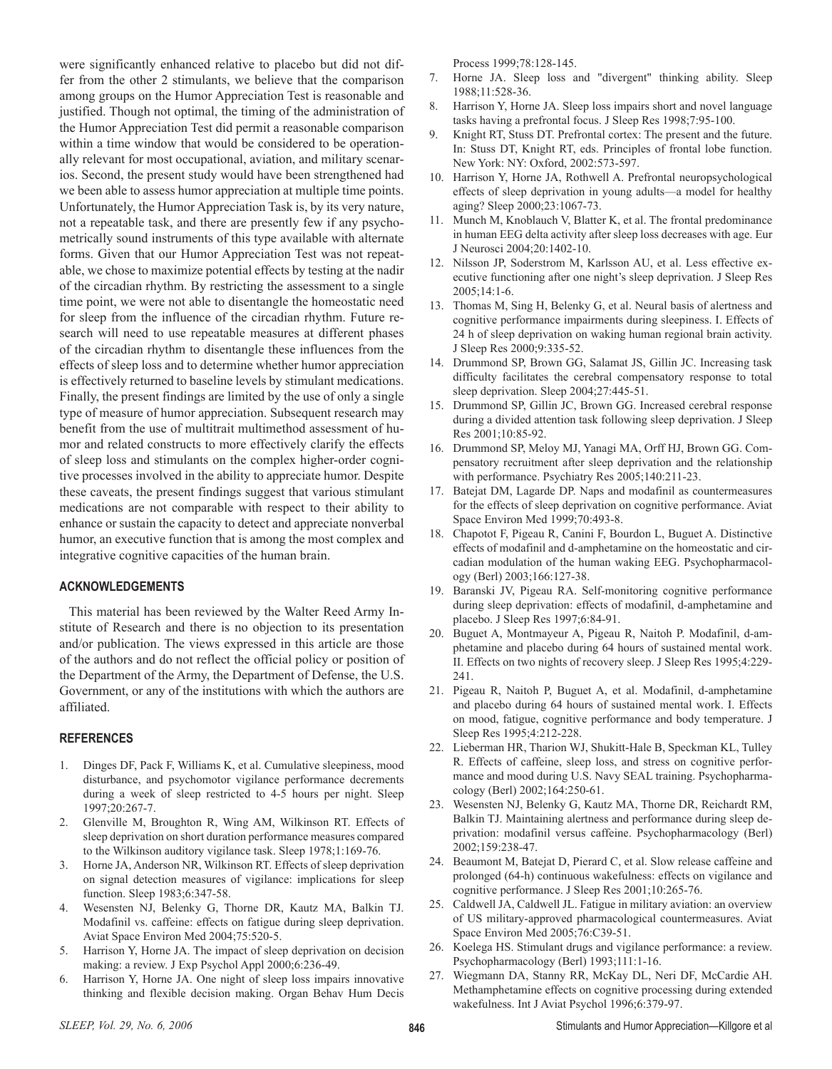were significantly enhanced relative to placebo but did not differ from the other 2 stimulants, we believe that the comparison among groups on the Humor Appreciation Test is reasonable and justified. Though not optimal, the timing of the administration of the Humor Appreciation Test did permit a reasonable comparison within a time window that would be considered to be operationally relevant for most occupational, aviation, and military scenarios. Second, the present study would have been strengthened had we been able to assess humor appreciation at multiple time points. Unfortunately, the Humor Appreciation Task is, by its very nature, not a repeatable task, and there are presently few if any psychometrically sound instruments of this type available with alternate forms. Given that our Humor Appreciation Test was not repeatable, we chose to maximize potential effects by testing at the nadir of the circadian rhythm. By restricting the assessment to a single time point, we were not able to disentangle the homeostatic need for sleep from the influence of the circadian rhythm. Future research will need to use repeatable measures at different phases of the circadian rhythm to disentangle these influences from the effects of sleep loss and to determine whether humor appreciation is effectively returned to baseline levels by stimulant medications. Finally, the present findings are limited by the use of only a single type of measure of humor appreciation. Subsequent research may benefit from the use of multitrait multimethod assessment of humor and related constructs to more effectively clarify the effects of sleep loss and stimulants on the complex higher-order cognitive processes involved in the ability to appreciate humor. Despite these caveats, the present findings suggest that various stimulant medications are not comparable with respect to their ability to enhance or sustain the capacity to detect and appreciate nonverbal humor, an executive function that is among the most complex and integrative cognitive capacities of the human brain.

## ACKNOWLEDGEMENTS

This material has been reviewed by the Walter Reed Army Institute of Research and there is no objection to its presentation and/or publication. The views expressed in this article are those of the authors and do not reflect the official policy or position of the Department of the Army, the Department of Defense, the U.S. Government, or any of the institutions with which the authors are affiliated.

## REFERENCES

1. Dinges DF, Pack F, Williams K, et al. Cumulative sleepiness, mood disturbance, and psychomotor vigilance performance decrements during a week of sleep restricted to 4-5 hours per night. Sleep 1997;20:267-7.
2. Glenville M, Broughton R, Wing AM, Wilkinson RT. Effects of sleep deprivation on short duration performance measures compared to the Wilkinson auditory vigilance task. Sleep 1978;1:169-76.
3. Horne JA, Anderson NR, Wilkinson RT. Effects of sleep deprivation on signal detection measures of vigilance: implications for sleep function. Sleep 1983;6:347-58.
4. Wesensten NJ, Belenky G, Thorne DR, Kautz MA, Balkin TJ. Modafinil vs. caffeine: effects on fatigue during sleep deprivation. Aviat Space Environ Med 2004;75:520-5.
5. Harrison Y, Horne JA. The impact of sleep deprivation on decision making: a review. J Exp Psychol Appl 2000;6:236-49.
6. Harrison Y, Horne JA. One night of sleep loss impairs innovative thinking and flexible decision making. Organ Behav Hum Decis Process 1999;78:128-145.
7. Horne JA. Sleep loss and "divergent" thinking ability. Sleep 1988;11:528-36.
8. Harrison Y, Horne JA. Sleep loss impairs short and novel language tasks having a prefrontal focus. J Sleep Res 1998;7:95-100.
9. Knight RT, Stuss DT. Prefrontal cortex: The present and the future. In: Stuss DT, Knight RT, eds. Principles of frontal lobe function. New York: NY: Oxford, 2002:573-597.
10. Harrison Y, Horne JA, Rothwell A. Prefrontal neuropsychological effects of sleep deprivation in young adults—a model for healthy aging? Sleep 2000;23:1067-73.
11. Munch M, Knoblauch V, Blatter K, et al. The frontal predominance in human EEG delta activity after sleep loss decreases with age. Eur J Neurosci 2004;20:1402-10.
12. Nilsson JP, Soderstrom M, Karlsson AU, et al. Less effective executive functioning after one night's sleep deprivation. J Sleep Res 2005;14:1-6.
13. Thomas M, Sing H, Belenky G, et al. Neural basis of alertness and cognitive performance impairments during sleepiness. I. Effects of 24 h of sleep deprivation on waking human regional brain activity. J Sleep Res 2000;9:335-52.
14. Drummond SP, Brown GG, Salamat JS, Gillin JC. Increasing task difficulty facilitates the cerebral compensatory response to total sleep deprivation. Sleep 2004;27:445-51.
15. Drummond SP, Gillin JC, Brown GG. Increased cerebral response during a divided attention task following sleep deprivation. J Sleep Res 2001;10:85-92.
16. Drummond SP, Meloy MJ, Yanagi MA, Orff HJ, Brown GG. Compensatory recruitment after sleep deprivation and the relationship with performance. Psychiatry Res 2005;140:211-23.
17. Batejat DM, Lagarde DP. Naps and modafinil as countermeasures for the effects of sleep deprivation on cognitive performance. Aviat Space Environ Med 1999;70:493-8.
18. Chapotot F, Pigeau R, Canini F, Bourdon L, Buguet A. Distinctive effects of modafinil and d-amphetamine on the homeostatic and circadian modulation of the human waking EEG. Psychopharmacology (Berl) 2003;166:127-38.
19. Baranski JV, Pigeau RA. Self-monitoring cognitive performance during sleep deprivation: effects of modafinil, d-amphetamine and placebo. J Sleep Res 1997;6:84-91.
20. Buguet A, Montmayeur A, Pigeau R, Naitoh P. Modafinil, d-amphetamine and placebo during 64 hours of sustained mental work. II. Effects on two nights of recovery sleep. J Sleep Res 1995;4:229-241.
21. Pigeau R, Naitoh P, Buguet A, et al. Modafinil, d-amphetamine and placebo during 64 hours of sustained mental work. I. Effects on mood, fatigue, cognitive performance and body temperature. J Sleep Res 1995;4:212-228.
22. Lieberman HR, Tharion WJ, Shukitt-Hale B, Speckman KL, Tulley R. Effects of caffeine, sleep loss, and stress on cognitive performance and mood during U.S. Navy SEAL training. Psychopharmacology (Berl) 2002;164:250-61.
23. Wesensten NJ, Belenky G, Kautz MA, Thorne DR, Reichardt RM, Balkin TJ. Maintaining alertness and performance during sleep deprivation: modafinil versus caffeine. Psychopharmacology (Berl) 2002;159:238-47.
24. Beaumont M, Batejat D, Pierard C, et al. Slow release caffeine and prolonged (64-h) continuous wakefulness: effects on vigilance and cognitive performance. J Sleep Res 2001;10:265-76.
25. Caldwell JA, Caldwell JL. Fatigue in military aviation: an overview of US military-approved pharmacological countermeasures. Aviat Space Environ Med 2005;76:C39-51.
26. Koelega HS. Stimulant drugs and vigilance performance: a review. Psychopharmacology (Berl) 1993;111:1-16.
27. Wiegmann DA, Stanny RR, McKay DL, Neri DF, McCardie AH. Methamphetamine effects on cognitive processing during extended wakefulness. Int J Aviat Psychol 1996;6:379-97.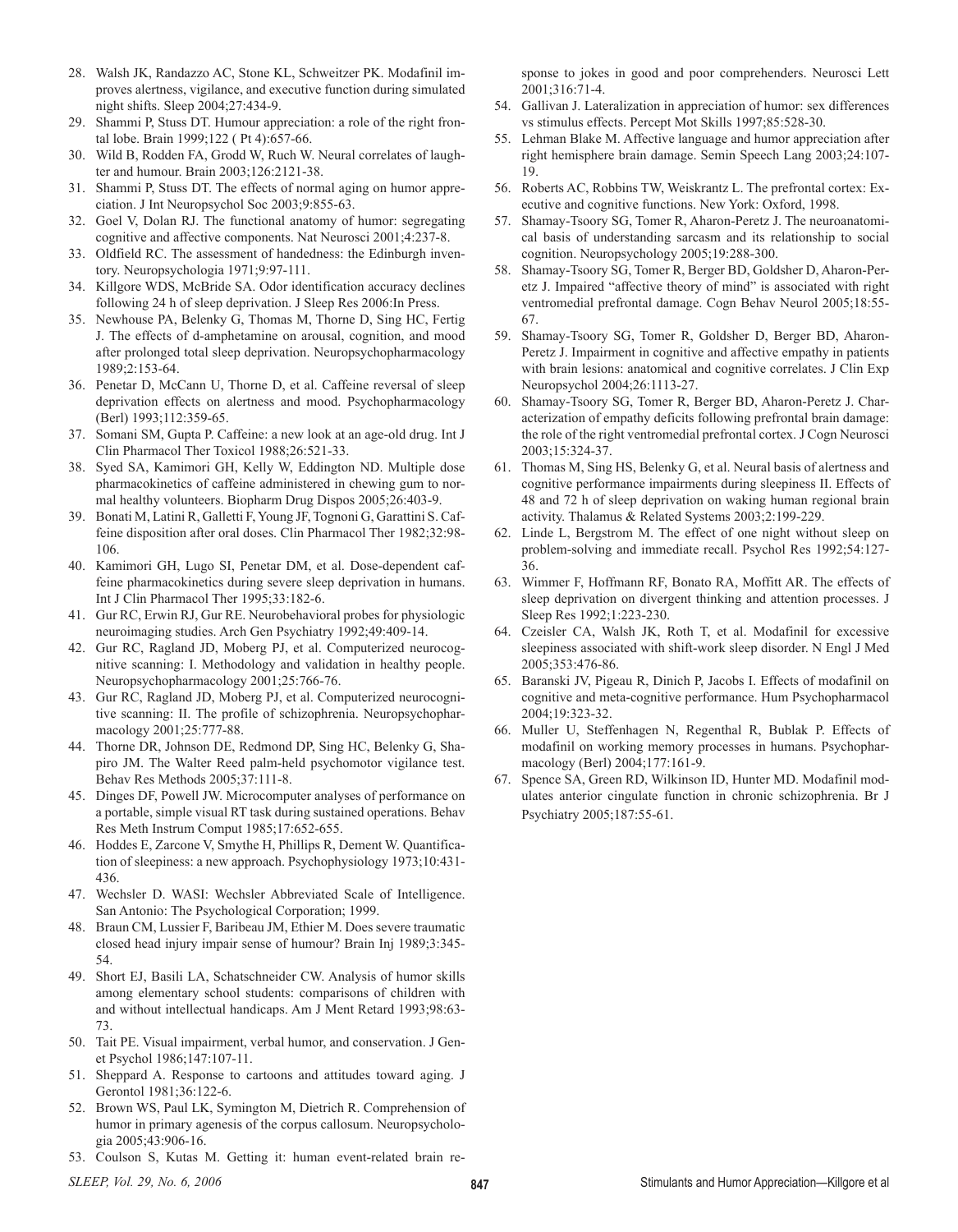28. Walsh JK, Randazzo AC, Stone KL, Schweitzer PK. Modafinil improves alertness, vigilance, and executive function during simulated night shifts. Sleep 2004;27:434-9.
29. Shammi P, Stuss DT. Humour appreciation: a role of the right frontal lobe. Brain 1999;122 ( Pt 4):657-66.
30. Wild B, Rodden FA, Grodd W, Ruch W. Neural correlates of laughter and humour. Brain 2003;126:2121-38.
31. Shammi P, Stuss DT. The effects of normal aging on humor appreciation. J Int Neuropsychol Soc 2003;9:855-63.
32. Goel V, Dolan RJ. The functional anatomy of humor: segregating cognitive and affective components. Nat Neurosci 2001;4:237-8.
33. Oldfield RC. The assessment of handedness: the Edinburgh inventory. Neuropsychologia 1971;9:97-111.
34. Killgore WDS, McBride SA. Odor identification accuracy declines following 24 h of sleep deprivation. J Sleep Res 2006:In Press.
35. Newhouse PA, Belenky G, Thomas M, Thorne D, Sing HC, Fertig J. The effects of d-amphetamine on arousal, cognition, and mood after prolonged total sleep deprivation. Neuropsychopharmacology 1989;2:153-64.
36. Penetar D, McCann U, Thorne D, et al. Caffeine reversal of sleep deprivation effects on alertness and mood. Psychopharmacology (Berl) 1993;112:359-65.
37. Somani SM, Gupta P. Caffeine: a new look at an age-old drug. Int J Clin Pharmacol Ther Toxicol 1988;26:521-33.
38. Syed SA, Kamimori GH, Kelly W, Eddington ND. Multiple dose pharmacokinetics of caffeine administered in chewing gum to normal healthy volunteers. Biopharm Drug Dispos 2005;26:403-9.
39. Bonati M, Latini R, Galletti F, Young JF, Tognoni G, Garattini S. Caffeine disposition after oral doses. Clin Pharmacol Ther 1982;32:98-106.
40. Kamimori GH, Lugo SI, Penetar DM, et al. Dose-dependent caffeine pharmacokinetics during severe sleep deprivation in humans. Int J Clin Pharmacol Ther 1995;33:182-6.
41. Gur RC, Erwin RJ, Gur RE. Neurobehavioral probes for physiologic neuroimaging studies. Arch Gen Psychiatry 1992;49:409-14.
42. Gur RC, Ragland JD, Moberg PJ, et al. Computerized neurocognitive scanning: I. Methodology and validation in healthy people. Neuropsychopharmacology 2001;25:766-76.
43. Gur RC, Ragland JD, Moberg PJ, et al. Computerized neurocognitive scanning: II. The profile of schizophrenia. Neuropsychopharmacology 2001;25:777-88.
44. Thorne DR, Johnson DE, Redmond DP, Sing HC, Belenky G, Shapiro JM. The Walter Reed palm-held psychomotor vigilance test. Behav Res Methods 2005;37:111-8.
45. Dinges DF, Powell JW. Microcomputer analyses of performance on a portable, simple visual RT task during sustained operations. Behav Res Meth Instrum Comput 1985;17:652-655.
46. Hoddes E, Zarcone V, Smythe H, Phillips R, Dement W. Quantification of sleepiness: a new approach. Psychophysiology 1973;10:431-436.
47. Wechsler D. WASI: Wechsler Abbreviated Scale of Intelligence. San Antonio: The Psychological Corporation; 1999.
48. Braun CM, Lussier F, Baribeau JM, Ethier M. Does severe traumatic closed head injury impair sense of humour? Brain Inj 1989;3:345-54.
49. Short EJ, Basili LA, Schatschneider CW. Analysis of humor skills among elementary school students: comparisons of children with and without intellectual handicaps. Am J Ment Retard 1993;98:63-73.
50. Tait PE. Visual impairment, verbal humor, and conservation. J Genet Psychol 1986;147:107-11.
51. Sheppard A. Response to cartoons and attitudes toward aging. J Gerontol 1981;36:122-6.
52. Brown WS, Paul LK, Symington M, Dietrich R. Comprehension of humor in primary agenesis of the corpus callosum. Neuropsychologia 2005;43:906-16.
53. Coulson S, Kutas M. Getting it: human event-related brain response to jokes in good and poor comprehenders. Neurosci Lett 2001;316:71-4.
54. Gallivan J. Lateralization in appreciation of humor: sex differences vs stimulus effects. Percept Mot Skills 1997;85:528-30.
55. Lehman Blake M. Affective language and humor appreciation after right hemisphere brain damage. Semin Speech Lang 2003;24:107-19.
56. Roberts AC, Robbins TW, Weiskrantz L. The prefrontal cortex: Executive and cognitive functions. New York: Oxford, 1998.
57. Shamay-Tsoory SG, Tomer R, Aharon-Peretz J. The neuroanatomical basis of understanding sarcasm and its relationship to social cognition. Neuropsychology 2005;19:288-300.
58. Shamay-Tsoory SG, Tomer R, Berger BD, Goldsher D, Aharon-Peretz J. Impaired "affective theory of mind" is associated with right ventromedial prefrontal damage. Cogn Behav Neurol 2005;18:55-67.
59. Shamay-Tsoory SG, Tomer R, Goldsher D, Berger BD, Aharon-Peretz J. Impairment in cognitive and affective empathy in patients with brain lesions: anatomical and cognitive correlates. J Clin Exp Neuropsychol 2004;26:1113-27.
60. Shamay-Tsoory SG, Tomer R, Berger BD, Aharon-Peretz J. Characterization of empathy deficits following prefrontal brain damage: the role of the right ventromedial prefrontal cortex. J Cogn Neurosci 2003;15:324-37.
61. Thomas M, Sing HS, Belenky G, et al. Neural basis of alertness and cognitive performance impairments during sleepiness II. Effects of 48 and 72 h of sleep deprivation on waking human regional brain activity. Thalamus & Related Systems 2003;2:199-229.
62. Linde L, Bergstrom M. The effect of one night without sleep on problem-solving and immediate recall. Psychol Res 1992;54:127-36.
63. Wimmer F, Hoffmann RF, Bonato RA, Moffitt AR. The effects of sleep deprivation on divergent thinking and attention processes. J Sleep Res 1992;1:223-230.
64. Czeisler CA, Walsh JK, Roth T, et al. Modafinil for excessive sleepiness associated with shift-work sleep disorder. N Engl J Med 2005;353:476-86.
65. Baranski JV, Pigeau R, Dinich P, Jacobs I. Effects of modafinil on cognitive and meta-cognitive performance. Hum Psychopharmacol 2004;19:323-32.
66. Muller U, Steffenhagen N, Regenthal R, Bublak P. Effects of modafinil on working memory processes in humans. Psychopharmacology (Berl) 2004;177:161-9.
67. Spence SA, Green RD, Wilkinson ID, Hunter MD. Modafinil modulates anterior cingulate function in chronic schizophrenia. Br J Psychiatry 2005;187:55-61.